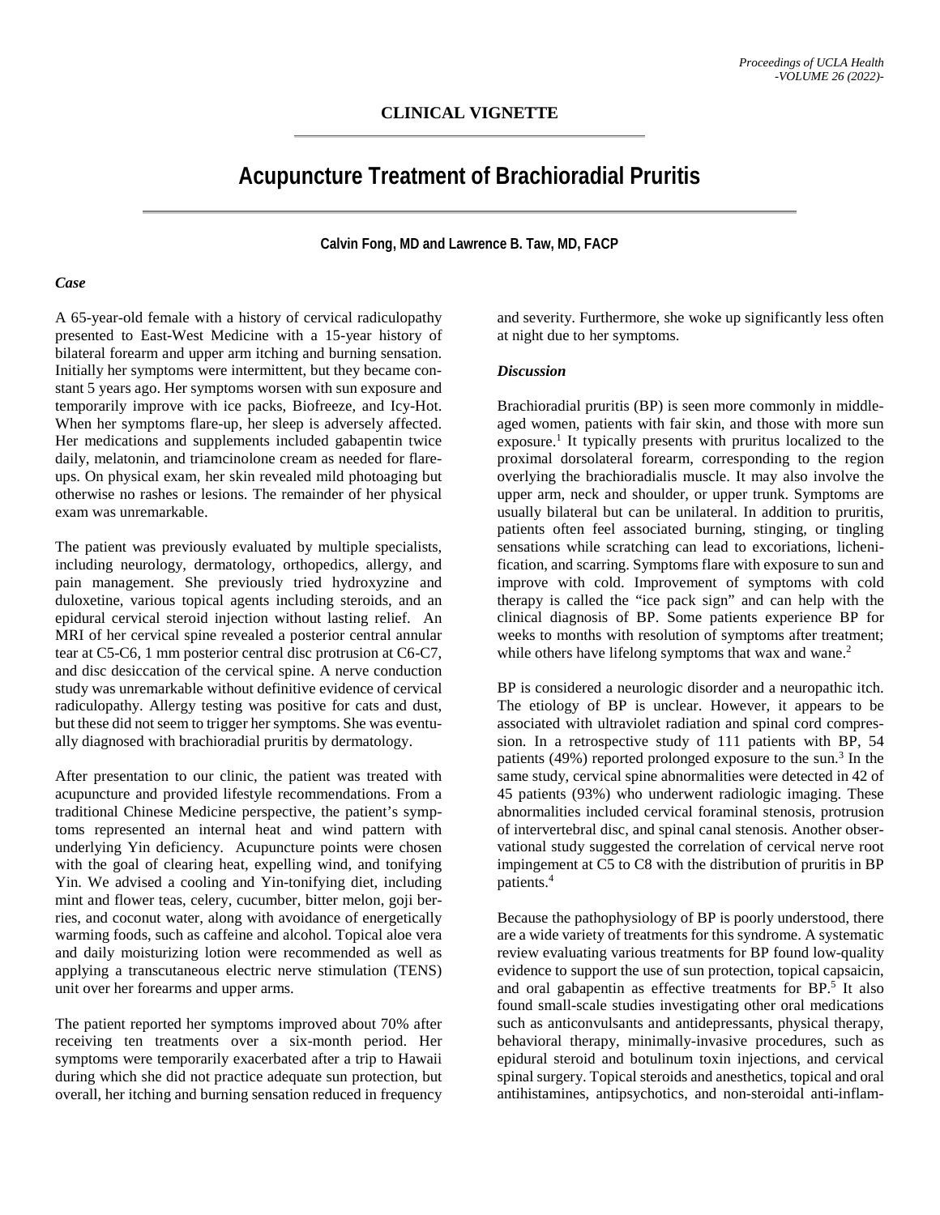## CLINICAL VIGNETTE

# Acupuncture Treatment of Brachioradial Pruritis

**Calvin Fong, MD and Lawrence B. Taw, MD, FACP**

### *Case*

A 65-year-old female with a history of cervical radiculopathy presented to East-West Medicine with a 15-year history of bilateral forearm and upper arm itching and burning sensation. Initially her symptoms were intermittent, but they became constant 5 years ago. Her symptoms worsen with sun exposure and temporarily improve with ice packs, Biofreeze, and Icy-Hot. When her symptoms flare-up, her sleep is adversely affected. Her medications and supplements included gabapentin twice daily, melatonin, and triamcinolone cream as needed for flare-ups. On physical exam, her skin revealed mild photoaging but otherwise no rashes or lesions. The remainder of her physical exam was unremarkable.

The patient was previously evaluated by multiple specialists, including neurology, dermatology, orthopedics, allergy, and pain management. She previously tried hydroxyzine and duloxetine, various topical agents including steroids, and an epidural cervical steroid injection without lasting relief. An MRI of her cervical spine revealed a posterior central annular tear at C5-C6, 1 mm posterior central disc protrusion at C6-C7, and disc desiccation of the cervical spine. A nerve conduction study was unremarkable without definitive evidence of cervical radiculopathy. Allergy testing was positive for cats and dust, but these did not seem to trigger her symptoms. She was eventually diagnosed with brachioradial pruritis by dermatology.

After presentation to our clinic, the patient was treated with acupuncture and provided lifestyle recommendations. From a traditional Chinese Medicine perspective, the patient's symptoms represented an internal heat and wind pattern with underlying Yin deficiency. Acupuncture points were chosen with the goal of clearing heat, expelling wind, and tonifying Yin. We advised a cooling and Yin-tonifying diet, including mint and flower teas, celery, cucumber, bitter melon, goji berries, and coconut water, along with avoidance of energetically warming foods, such as caffeine and alcohol. Topical aloe vera and daily moisturizing lotion were recommended as well as applying a transcutaneous electric nerve stimulation (TENS) unit over her forearms and upper arms.

The patient reported her symptoms improved about 70% after receiving ten treatments over a six-month period. Her symptoms were temporarily exacerbated after a trip to Hawaii during which she did not practice adequate sun protection, but overall, her itching and burning sensation reduced in frequency and severity. Furthermore, she woke up significantly less often at night due to her symptoms.

### *Discussion*

Brachioradial pruritis (BP) is seen more commonly in middle-aged women, patients with fair skin, and those with more sun exposure.[1] It typically presents with pruritus localized to the proximal dorsolateral forearm, corresponding to the region overlying the brachioradialis muscle. It may also involve the upper arm, neck and shoulder, or upper trunk. Symptoms are usually bilateral but can be unilateral. In addition to pruritis, patients often feel associated burning, stinging, or tingling sensations while scratching can lead to excoriations, lichenification, and scarring. Symptoms flare with exposure to sun and improve with cold. Improvement of symptoms with cold therapy is called the "ice pack sign" and can help with the clinical diagnosis of BP. Some patients experience BP for weeks to months with resolution of symptoms after treatment; while others have lifelong symptoms that wax and wane.[2]

BP is considered a neurologic disorder and a neuropathic itch. The etiology of BP is unclear. However, it appears to be associated with ultraviolet radiation and spinal cord compression. In a retrospective study of 111 patients with BP, 54 patients (49%) reported prolonged exposure to the sun.[3] In the same study, cervical spine abnormalities were detected in 42 of 45 patients (93%) who underwent radiologic imaging. These abnormalities included cervical foraminal stenosis, protrusion of intervertebral disc, and spinal canal stenosis. Another observational study suggested the correlation of cervical nerve root impingement at C5 to C8 with the distribution of pruritis in BP patients.[4]

Because the pathophysiology of BP is poorly understood, there are a wide variety of treatments for this syndrome. A systematic review evaluating various treatments for BP found low-quality evidence to support the use of sun protection, topical capsaicin, and oral gabapentin as effective treatments for BP.[5] It also found small-scale studies investigating other oral medications such as anticonvulsants and antidepressants, physical therapy, behavioral therapy, minimally-invasive procedures, such as epidural steroid and botulinum toxin injections, and cervical spinal surgery. Topical steroids and anesthetics, topical and oral antihistamines, antipsychotics, and non-steroidal anti-inflam-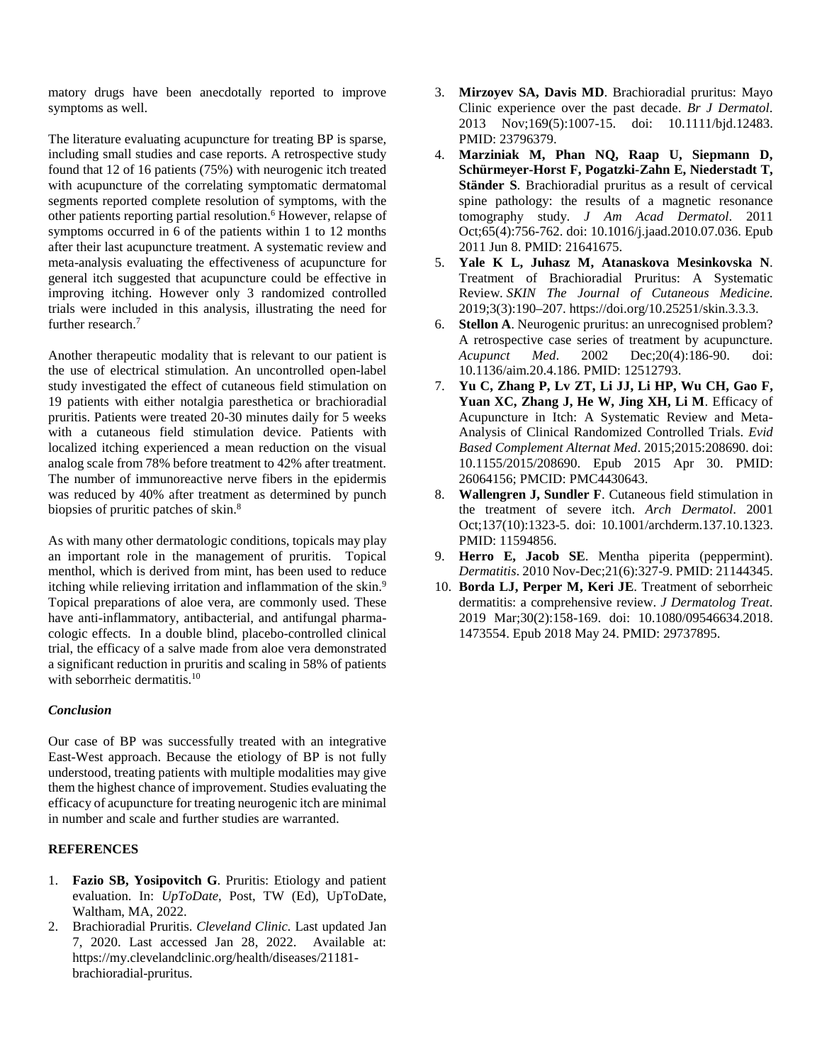matory drugs have been anecdotally reported to improve symptoms as well.

The literature evaluating acupuncture for treating BP is sparse, including small studies and case reports. A retrospective study found that 12 of 16 patients (75%) with neurogenic itch treated with acupuncture of the correlating symptomatic dermatomal segments reported complete resolution of symptoms, with the other patients reporting partial resolution.[6] However, relapse of symptoms occurred in 6 of the patients within 1 to 12 months after their last acupuncture treatment. A systematic review and meta-analysis evaluating the effectiveness of acupuncture for general itch suggested that acupuncture could be effective in improving itching. However only 3 randomized controlled trials were included in this analysis, illustrating the need for further research.[7]

Another therapeutic modality that is relevant to our patient is the use of electrical stimulation. An uncontrolled open-label study investigated the effect of cutaneous field stimulation on 19 patients with either notalgia paresthetica or brachioradial pruritis. Patients were treated 20-30 minutes daily for 5 weeks with a cutaneous field stimulation device. Patients with localized itching experienced a mean reduction on the visual analog scale from 78% before treatment to 42% after treatment. The number of immunoreactive nerve fibers in the epidermis was reduced by 40% after treatment as determined by punch biopsies of pruritic patches of skin.[8]

As with many other dermatologic conditions, topicals may play an important role in the management of pruritis. Topical menthol, which is derived from mint, has been used to reduce itching while relieving irritation and inflammation of the skin.[9] Topical preparations of aloe vera, are commonly used. These have anti-inflammatory, antibacterial, and antifungal pharmacologic effects. In a double blind, placebo-controlled clinical trial, the efficacy of a salve made from aloe vera demonstrated a significant reduction in pruritis and scaling in 58% of patients with seborrheic dermatitis.[10]

### *Conclusion*

Our case of BP was successfully treated with an integrative East-West approach. Because the etiology of BP is not fully understood, treating patients with multiple modalities may give them the highest chance of improvement. Studies evaluating the efficacy of acupuncture for treating neurogenic itch are minimal in number and scale and further studies are warranted.

## REFERENCES

1. **Fazio SB, Yosipovitch G**. Pruritis: Etiology and patient evaluation. In: *UpToDate*, Post, TW (Ed), UpToDate, Waltham, MA, 2022.
2. Brachioradial Pruritis. *Cleveland Clinic.* Last updated Jan 7, 2020. Last accessed Jan 28, 2022. Available at: https://my.clevelandclinic.org/health/diseases/21181-brachioradial-pruritus.
3. **Mirzoyev SA, Davis MD**. Brachioradial pruritus: Mayo Clinic experience over the past decade. *Br J Dermatol*. 2013 Nov;169(5):1007-15. doi: 10.1111/bjd.12483. PMID: 23796379.
4. **Marziniak M, Phan NQ, Raap U, Siepmann D, Schürmeyer-Horst F, Pogatzki-Zahn E, Niederstadt T, Ständer S**. Brachioradial pruritus as a result of cervical spine pathology: the results of a magnetic resonance tomography study. *J Am Acad Dermatol*. 2011 Oct;65(4):756-762. doi: 10.1016/j.jaad.2010.07.036. Epub 2011 Jun 8. PMID: 21641675.
5. **Yale K L, Juhasz M, Atanaskova Mesinkovska N**. Treatment of Brachioradial Pruritus: A Systematic Review. *SKIN The Journal of Cutaneous Medicine.* 2019;3(3):190–207. https://doi.org/10.25251/skin.3.3.3.
6. **Stellon A**. Neurogenic pruritus: an unrecognised problem? A retrospective case series of treatment by acupuncture. *Acupunct Med*. 2002 Dec;20(4):186-90. doi: 10.1136/aim.20.4.186. PMID: 12512793.
7. **Yu C, Zhang P, Lv ZT, Li JJ, Li HP, Wu CH, Gao F, Yuan XC, Zhang J, He W, Jing XH, Li M**. Efficacy of Acupuncture in Itch: A Systematic Review and Meta-Analysis of Clinical Randomized Controlled Trials. *Evid Based Complement Alternat Med*. 2015;2015:208690. doi: 10.1155/2015/208690. Epub 2015 Apr 30. PMID: 26064156; PMCID: PMC4430643.
8. **Wallengren J, Sundler F**. Cutaneous field stimulation in the treatment of severe itch. *Arch Dermatol*. 2001 Oct;137(10):1323-5. doi: 10.1001/archderm.137.10.1323. PMID: 11594856.
9. **Herro E, Jacob SE**. Mentha piperita (peppermint). *Dermatitis*. 2010 Nov-Dec;21(6):327-9. PMID: 21144345.
10. **Borda LJ, Perper M, Keri JE**. Treatment of seborrheic dermatitis: a comprehensive review. *J Dermatolog Treat*. 2019 Mar;30(2):158-169. doi: 10.1080/09546634.2018.1473554. Epub 2018 May 24. PMID: 29737895.